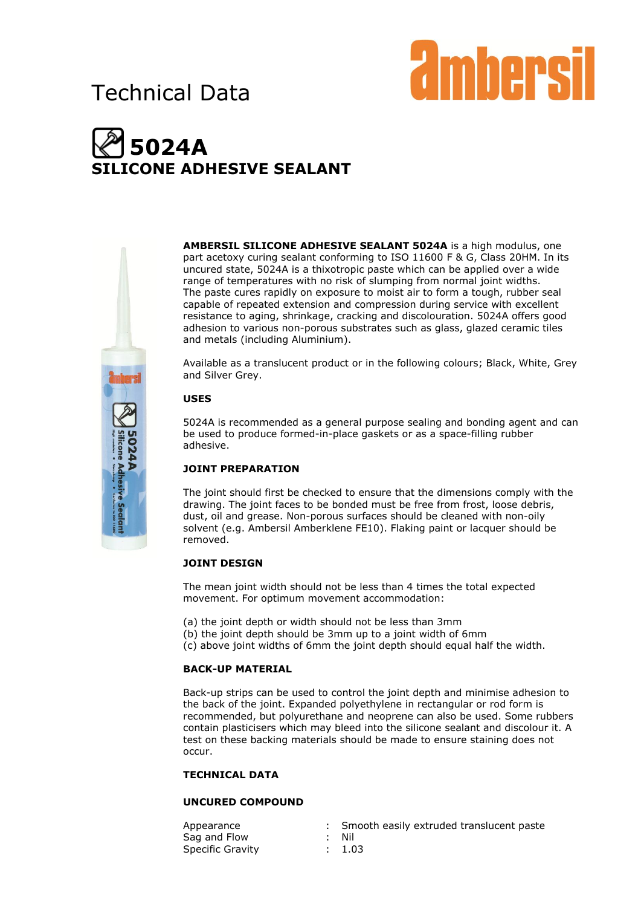Technical Data

ambersil

# 5024A
## SILICONE ADHESIVE SEALANT

**AMBERSIL SILICONE ADHESIVE SEALANT 5024A** is a high modulus, one part acetoxy curing sealant conforming to ISO 11600 F & G, Class 20HM. In its uncured state, 5024A is a thixotropic paste which can be applied over a wide range of temperatures with no risk of slumping from normal joint widths. The paste cures rapidly on exposure to moist air to form a tough, rubber seal capable of repeated extension and compression during service with excellent resistance to aging, shrinkage, cracking and discolouration. 5024A offers good adhesion to various non-porous substrates such as glass, glazed ceramic tiles and metals (including Aluminium).

Available as a translucent product or in the following colours; Black, White, Grey and Silver Grey.

### USES

5024A is recommended as a general purpose sealing and bonding agent and can be used to produce formed-in-place gaskets or as a space-filling rubber adhesive.

### JOINT PREPARATION

The joint should first be checked to ensure that the dimensions comply with the drawing. The joint faces to be bonded must be free from frost, loose debris, dust, oil and grease. Non-porous surfaces should be cleaned with non-oily solvent (e.g. Ambersil Amberklene FE10). Flaking paint or lacquer should be removed.

### JOINT DESIGN

The mean joint width should not be less than 4 times the total expected movement. For optimum movement accommodation:

(a) the joint depth or width should not be less than 3mm
(b) the joint depth should be 3mm up to a joint width of 6mm
(c) above joint widths of 6mm the joint depth should equal half the width.

### BACK-UP MATERIAL

Back-up strips can be used to control the joint depth and minimise adhesion to the back of the joint. Expanded polyethylene in rectangular or rod form is recommended, but polyurethane and neoprene can also be used. Some rubbers contain plasticisers which may bleed into the silicone sealant and discolour it. A test on these backing materials should be made to ensure staining does not occur.

### TECHNICAL DATA

### UNCURED COMPOUND

| | | |
|---|---|---|
| Appearance | : | Smooth easily extruded translucent paste |
| Sag and Flow | : | Nil |
| Specific Gravity | : | 1.03 |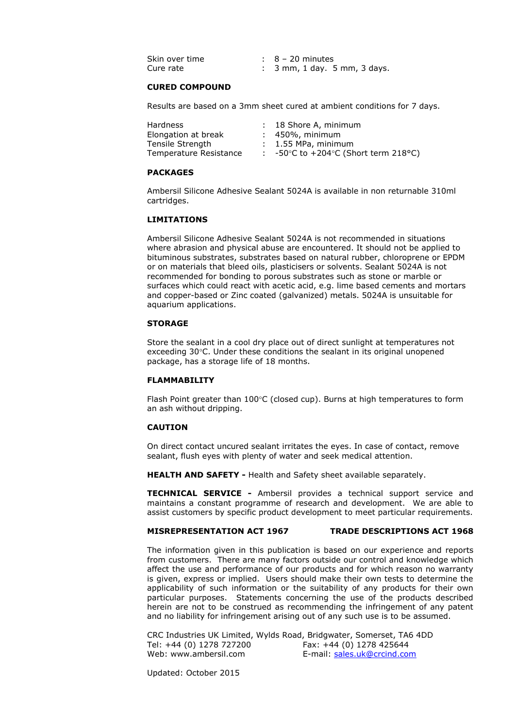| | | |
|---|---|---|
| Skin over time | : | 8 – 20 minutes |
| Cure rate | : | 3 mm, 1 day. 5 mm, 3 days. |

**CURED COMPOUND**

Results are based on a 3mm sheet cured at ambient conditions for 7 days.

| | | |
|---|---|---|
| Hardness | : | 18 Shore A, minimum |
| Elongation at break | : | 450%, minimum |
| Tensile Strength | : | 1.55 MPa, minimum |
| Temperature Resistance | : | -50°C to +204°C (Short term 218°C) |

**PACKAGES**

Ambersil Silicone Adhesive Sealant 5024A is available in non returnable 310ml cartridges.

**LIMITATIONS**

Ambersil Silicone Adhesive Sealant 5024A is not recommended in situations where abrasion and physical abuse are encountered. It should not be applied to bituminous substrates, substrates based on natural rubber, chloroprene or EPDM or on materials that bleed oils, plasticisers or solvents. Sealant 5024A is not recommended for bonding to porous substrates such as stone or marble or surfaces which could react with acetic acid, e.g. lime based cements and mortars and copper-based or Zinc coated (galvanized) metals. 5024A is unsuitable for aquarium applications.

**STORAGE**

Store the sealant in a cool dry place out of direct sunlight at temperatures not exceeding 30°C. Under these conditions the sealant in its original unopened package, has a storage life of 18 months.

**FLAMMABILITY**

Flash Point greater than 100°C (closed cup). Burns at high temperatures to form an ash without dripping.

**CAUTION**

On direct contact uncured sealant irritates the eyes. In case of contact, remove sealant, flush eyes with plenty of water and seek medical attention.

**HEALTH AND SAFETY -** Health and Safety sheet available separately.

**TECHNICAL SERVICE -** Ambersil provides a technical support service and maintains a constant programme of research and development. We are able to assist customers by specific product development to meet particular requirements.

**MISREPRESENTATION ACT 1967 TRADE DESCRIPTIONS ACT 1968**

The information given in this publication is based on our experience and reports from customers. There are many factors outside our control and knowledge which affect the use and performance of our products and for which reason no warranty is given, express or implied. Users should make their own tests to determine the applicability of such information or the suitability of any products for their own particular purposes. Statements concerning the use of the products described herein are not to be construed as recommending the infringement of any patent and no liability for infringement arising out of any such use is to be assumed.

CRC Industries UK Limited, Wylds Road, Bridgwater, Somerset, TA6 4DD
Tel: +44 (0) 1278 727200 Fax: +44 (0) 1278 425644
Web: www.ambersil.com E-mail: sales.uk@crcind.com

Updated: October 2015